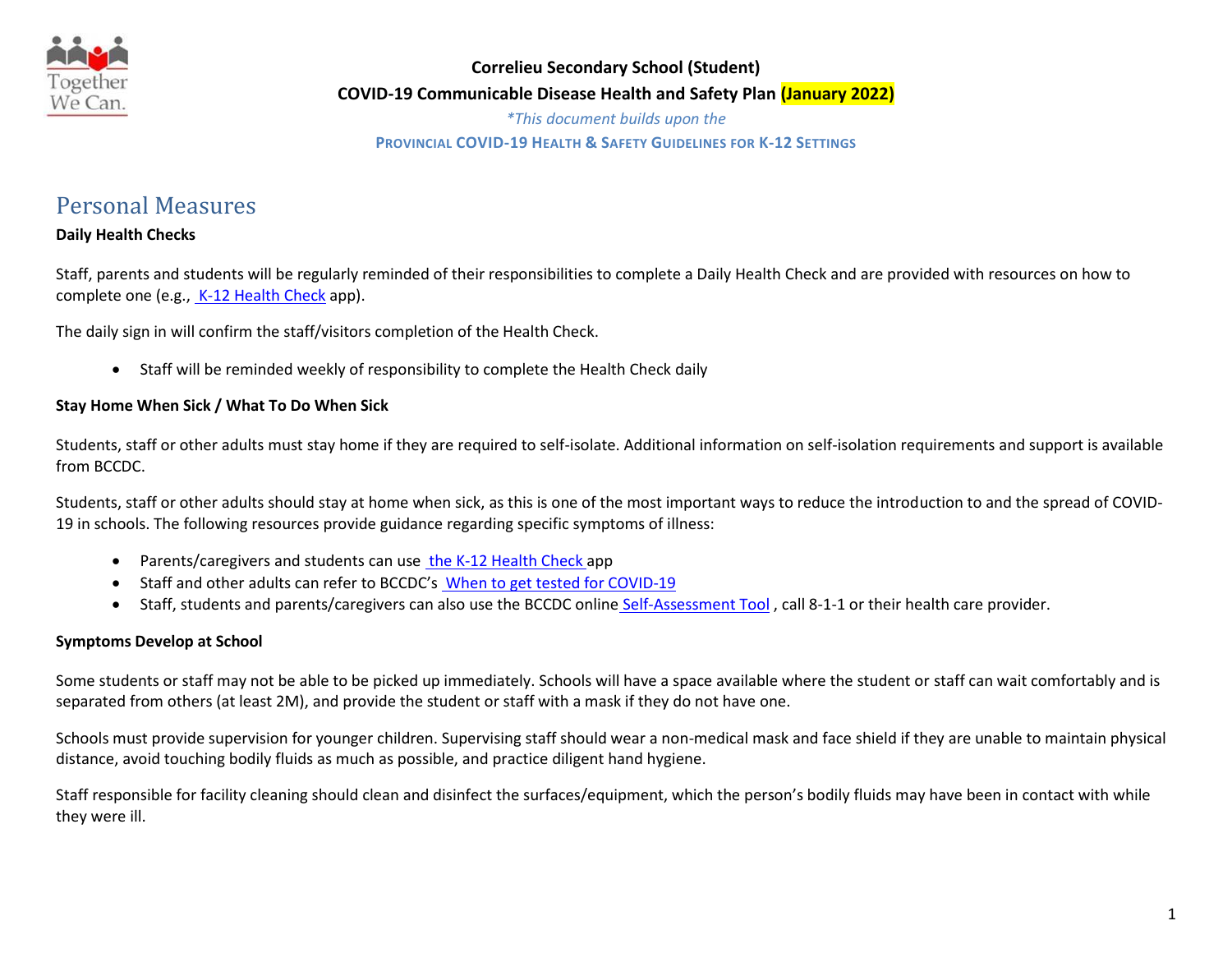**Correlieu Secondary School (Student)**

**COVID-19 Communicable Disease Health and Safety Plan (January 2022)**

*\*This document builds upon the*

**PROVINCIAL COVID-19 HEALTH & SAFETY GUIDELINES FOR K-12 SETTINGS**

# Personal Measures

**Daily Health Checks**

Staff, parents and students will be regularly reminded of their responsibilities to complete a Daily Health Check and are provided with resources on how to complete one (e.g., K-12 Health Check app).

The daily sign in will confirm the staff/visitors completion of the Health Check.

- Staff will be reminded weekly of responsibility to complete the Health Check daily

**Stay Home When Sick / What To Do When Sick**

Students, staff or other adults must stay home if they are required to self-isolate. Additional information on self-isolation requirements and support is available from BCCDC.

Students, staff or other adults should stay at home when sick, as this is one of the most important ways to reduce the introduction to and the spread of COVID-19 in schools. The following resources provide guidance regarding specific symptoms of illness:

- Parents/caregivers and students can use the K-12 Health Check app
- Staff and other adults can refer to BCCDC's When to get tested for COVID-19
- Staff, students and parents/caregivers can also use the BCCDC online Self-Assessment Tool , call 8-1-1 or their health care provider.

**Symptoms Develop at School**

Some students or staff may not be able to be picked up immediately. Schools will have a space available where the student or staff can wait comfortably and is separated from others (at least 2M), and provide the student or staff with a mask if they do not have one.

Schools must provide supervision for younger children. Supervising staff should wear a non-medical mask and face shield if they are unable to maintain physical distance, avoid touching bodily fluids as much as possible, and practice diligent hand hygiene.

Staff responsible for facility cleaning should clean and disinfect the surfaces/equipment, which the person's bodily fluids may have been in contact with while they were ill.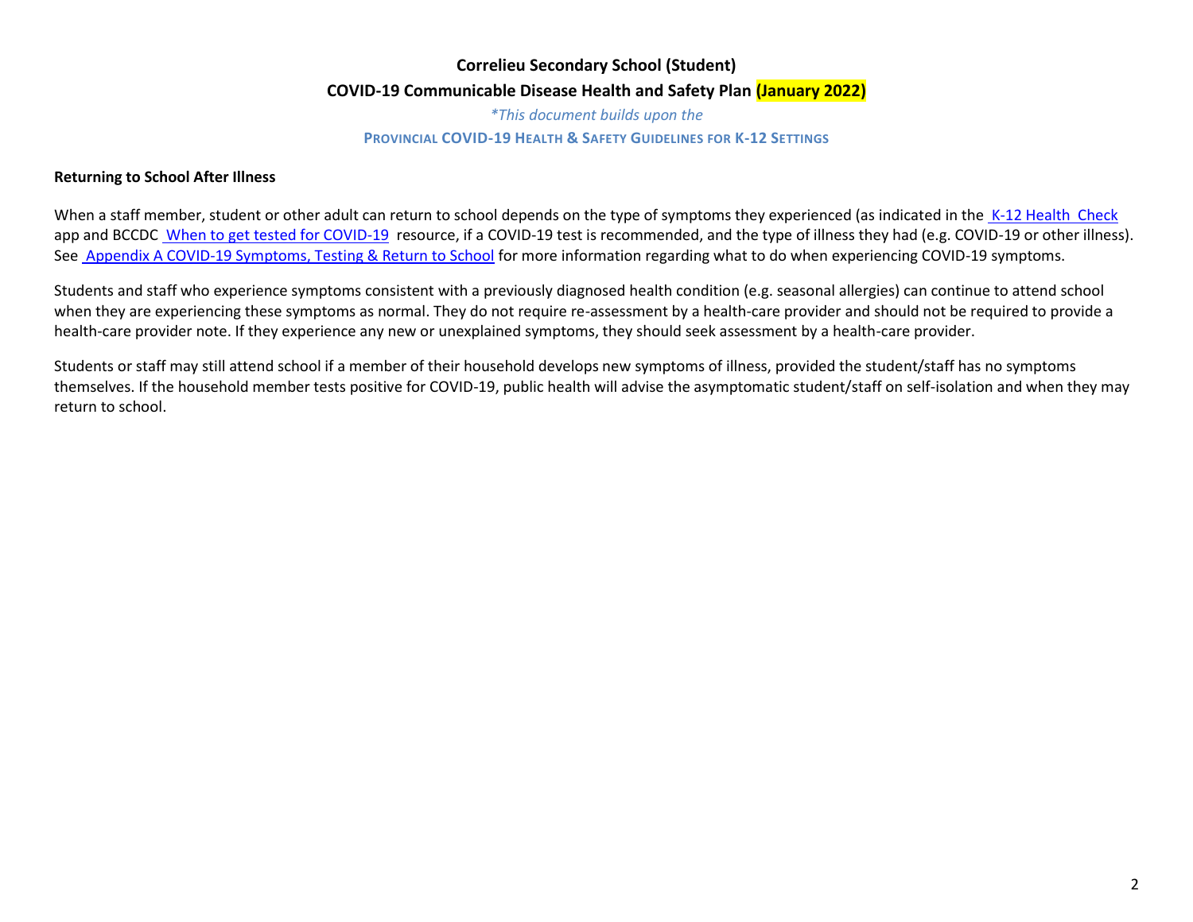**Correlieu Secondary School (Student)**

**COVID-19 Communicable Disease Health and Safety Plan (January 2022)**

*\*This document builds upon the*

**PROVINCIAL COVID-19 HEALTH & SAFETY GUIDELINES FOR K-12 SETTINGS**

**Returning to School After Illness**

When a staff member, student or other adult can return to school depends on the type of symptoms they experienced (as indicated in the K-12 Health Check app and BCCDC When to get tested for COVID-19 resource, if a COVID-19 test is recommended, and the type of illness they had (e.g. COVID-19 or other illness). See Appendix A COVID-19 Symptoms, Testing & Return to School for more information regarding what to do when experiencing COVID-19 symptoms.

Students and staff who experience symptoms consistent with a previously diagnosed health condition (e.g. seasonal allergies) can continue to attend school when they are experiencing these symptoms as normal. They do not require re-assessment by a health-care provider and should not be required to provide a health-care provider note. If they experience any new or unexplained symptoms, they should seek assessment by a health-care provider.

Students or staff may still attend school if a member of their household develops new symptoms of illness, provided the student/staff has no symptoms themselves. If the household member tests positive for COVID-19, public health will advise the asymptomatic student/staff on self-isolation and when they may return to school.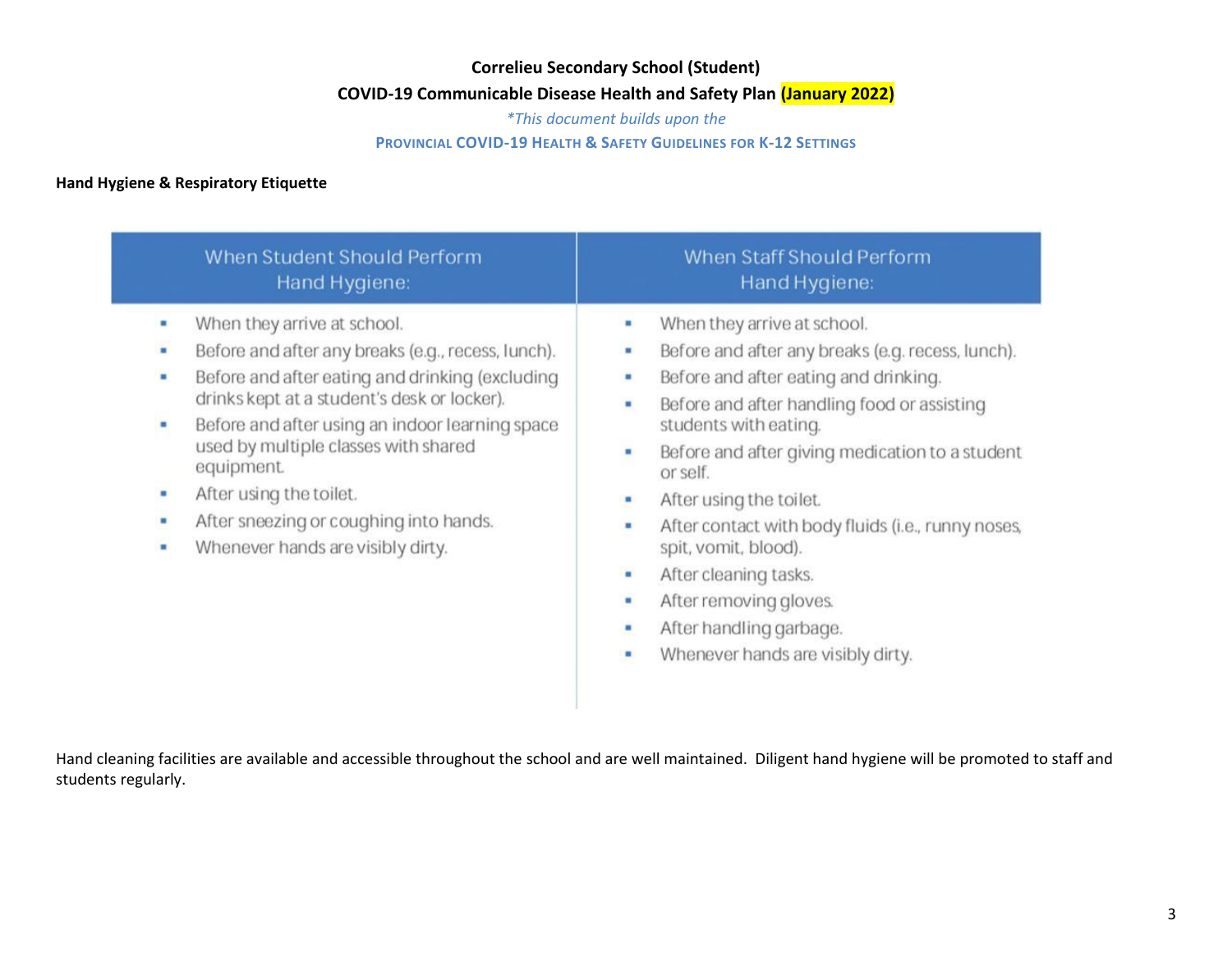**Correlieu Secondary School (Student)**

**COVID-19 Communicable Disease Health and Safety Plan (January 2022)**

*\*This document builds upon the*

**PROVINCIAL COVID-19 HEALTH & SAFETY GUIDELINES FOR K-12 SETTINGS**

**Hand Hygiene & Respiratory Etiquette**

| When Student Should Perform Hand Hygiene: | When Staff Should Perform Hand Hygiene: |
| --- | --- |
| • When they arrive at school.<br>• Before and after any breaks (e.g., recess, lunch).<br>• Before and after eating and drinking (excluding drinks kept at a student's desk or locker).<br>• Before and after using an indoor learning space used by multiple classes with shared equipment.<br>• After using the toilet.<br>• After sneezing or coughing into hands.<br>• Whenever hands are visibly dirty. | • When they arrive at school.<br>• Before and after any breaks (e.g. recess, lunch).<br>• Before and after eating and drinking.<br>• Before and after handling food or assisting students with eating.<br>• Before and after giving medication to a student or self.<br>• After using the toilet.<br>• After contact with body fluids (i.e., runny noses, spit, vomit, blood).<br>• After cleaning tasks.<br>• After removing gloves.<br>• After handling garbage.<br>• Whenever hands are visibly dirty. |

Hand cleaning facilities are available and accessible throughout the school and are well maintained. Diligent hand hygiene will be promoted to staff and students regularly.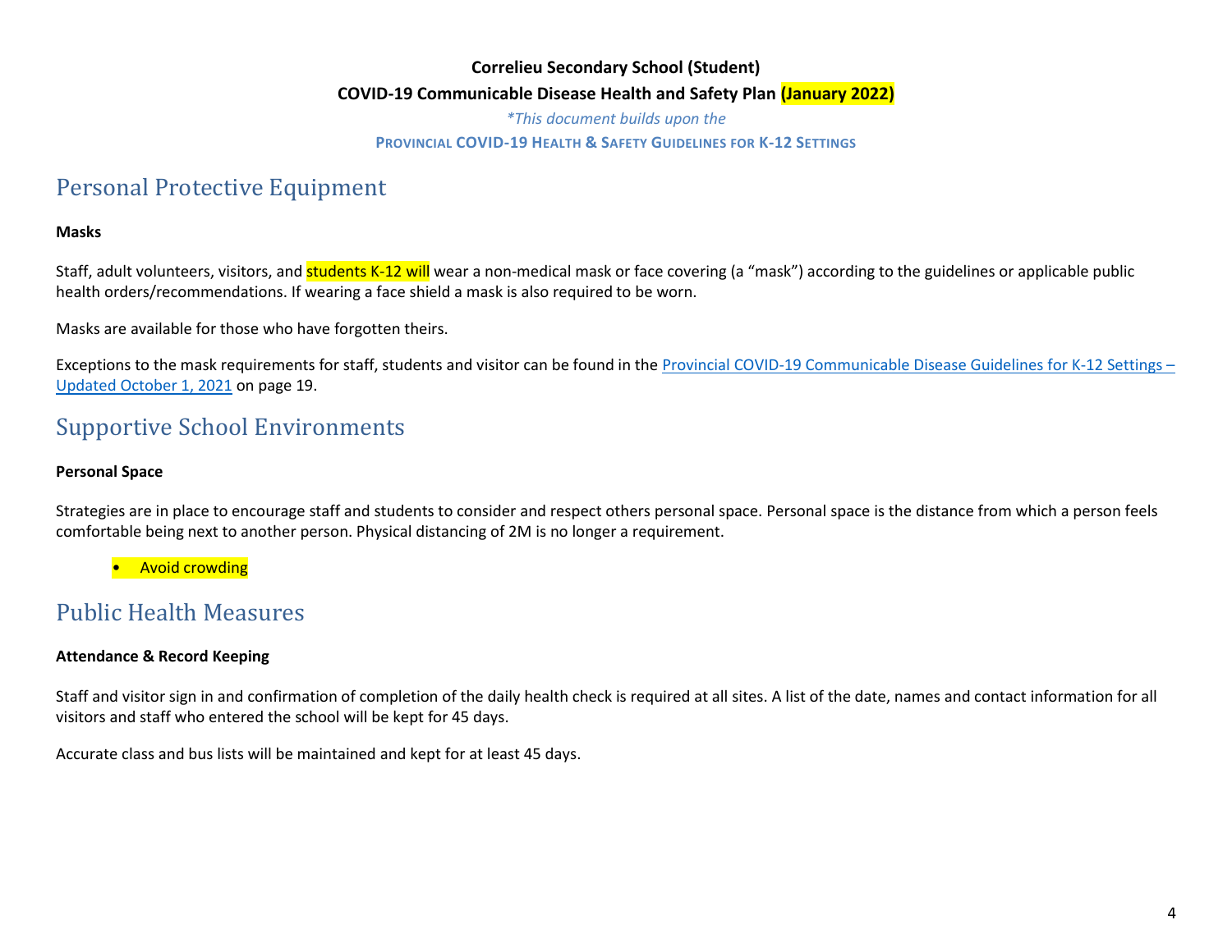**Correlieu Secondary School (Student)**

**COVID-19 Communicable Disease Health and Safety Plan (January 2022)**

*\*This document builds upon the*

**PROVINCIAL COVID-19 HEALTH & SAFETY GUIDELINES FOR K-12 SETTINGS**

# Personal Protective Equipment

**Masks**

Staff, adult volunteers, visitors, and students K-12 will wear a non-medical mask or face covering (a "mask") according to the guidelines or applicable public health orders/recommendations. If wearing a face shield a mask is also required to be worn.

Masks are available for those who have forgotten theirs.

Exceptions to the mask requirements for staff, students and visitor can be found in the Provincial COVID-19 Communicable Disease Guidelines for K-12 Settings – Updated October 1, 2021 on page 19.

# Supportive School Environments

**Personal Space**

Strategies are in place to encourage staff and students to consider and respect others personal space. Personal space is the distance from which a person feels comfortable being next to another person. Physical distancing of 2M is no longer a requirement.

- Avoid crowding

# Public Health Measures

**Attendance & Record Keeping**

Staff and visitor sign in and confirmation of completion of the daily health check is required at all sites. A list of the date, names and contact information for all visitors and staff who entered the school will be kept for 45 days.

Accurate class and bus lists will be maintained and kept for at least 45 days.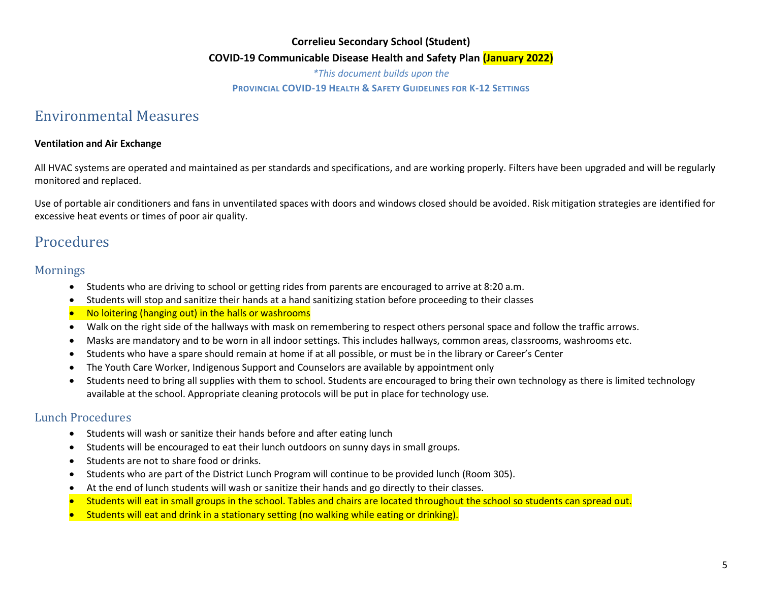**Correlieu Secondary School (Student)**

**COVID-19 Communicable Disease Health and Safety Plan (January 2022)**

*\*This document builds upon the*

**PROVINCIAL COVID-19 HEALTH & SAFETY GUIDELINES FOR K-12 SETTINGS**

# Environmental Measures

**Ventilation and Air Exchange**

All HVAC systems are operated and maintained as per standards and specifications, and are working properly. Filters have been upgraded and will be regularly monitored and replaced.

Use of portable air conditioners and fans in unventilated spaces with doors and windows closed should be avoided. Risk mitigation strategies are identified for excessive heat events or times of poor air quality.

# Procedures

## Mornings

- Students who are driving to school or getting rides from parents are encouraged to arrive at 8:20 a.m.
- Students will stop and sanitize their hands at a hand sanitizing station before proceeding to their classes
- No loitering (hanging out) in the halls or washrooms
- Walk on the right side of the hallways with mask on remembering to respect others personal space and follow the traffic arrows.
- Masks are mandatory and to be worn in all indoor settings. This includes hallways, common areas, classrooms, washrooms etc.
- Students who have a spare should remain at home if at all possible, or must be in the library or Career's Center
- The Youth Care Worker, Indigenous Support and Counselors are available by appointment only
- Students need to bring all supplies with them to school. Students are encouraged to bring their own technology as there is limited technology available at the school. Appropriate cleaning protocols will be put in place for technology use.

## Lunch Procedures

- Students will wash or sanitize their hands before and after eating lunch
- Students will be encouraged to eat their lunch outdoors on sunny days in small groups.
- Students are not to share food or drinks.
- Students who are part of the District Lunch Program will continue to be provided lunch (Room 305).
- At the end of lunch students will wash or sanitize their hands and go directly to their classes.
- Students will eat in small groups in the school. Tables and chairs are located throughout the school so students can spread out.
- Students will eat and drink in a stationary setting (no walking while eating or drinking).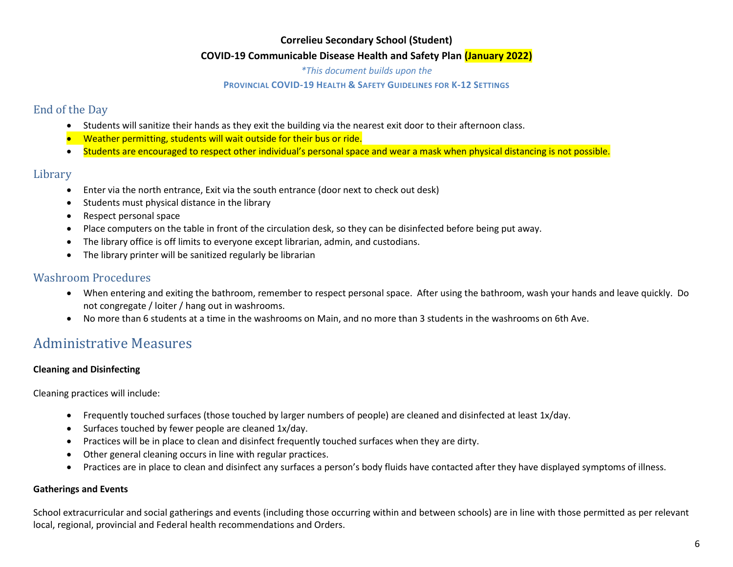**Correlieu Secondary School (Student)**

**COVID-19 Communicable Disease Health and Safety Plan (January 2022)**

*\*This document builds upon the*

**PROVINCIAL COVID-19 HEALTH & SAFETY GUIDELINES FOR K-12 SETTINGS**

## End of the Day

- Students will sanitize their hands as they exit the building via the nearest exit door to their afternoon class.
- Weather permitting, students will wait outside for their bus or ride.
- Students are encouraged to respect other individual's personal space and wear a mask when physical distancing is not possible.

## Library

- Enter via the north entrance, Exit via the south entrance (door next to check out desk)
- Students must physical distance in the library
- Respect personal space
- Place computers on the table in front of the circulation desk, so they can be disinfected before being put away.
- The library office is off limits to everyone except librarian, admin, and custodians.
- The library printer will be sanitized regularly be librarian

## Washroom Procedures

- When entering and exiting the bathroom, remember to respect personal space. After using the bathroom, wash your hands and leave quickly. Do not congregate / loiter / hang out in washrooms.
- No more than 6 students at a time in the washrooms on Main, and no more than 3 students in the washrooms on 6th Ave.

# Administrative Measures

**Cleaning and Disinfecting**

Cleaning practices will include:

- Frequently touched surfaces (those touched by larger numbers of people) are cleaned and disinfected at least 1x/day.
- Surfaces touched by fewer people are cleaned 1x/day.
- Practices will be in place to clean and disinfect frequently touched surfaces when they are dirty.
- Other general cleaning occurs in line with regular practices.
- Practices are in place to clean and disinfect any surfaces a person's body fluids have contacted after they have displayed symptoms of illness.

**Gatherings and Events**

School extracurricular and social gatherings and events (including those occurring within and between schools) are in line with those permitted as per relevant local, regional, provincial and Federal health recommendations and Orders.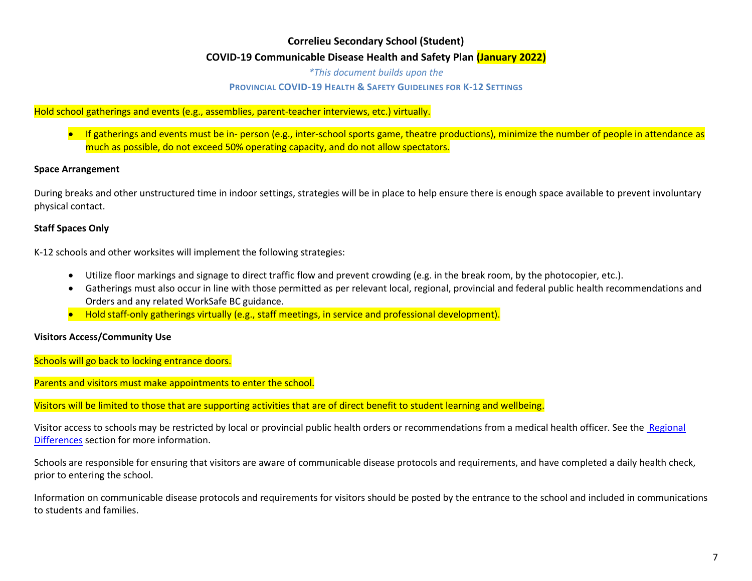**Correlieu Secondary School (Student)**

**COVID-19 Communicable Disease Health and Safety Plan (January 2022)**

*\*This document builds upon the*

**PROVINCIAL COVID-19 HEALTH & SAFETY GUIDELINES FOR K-12 SETTINGS**

Hold school gatherings and events (e.g., assemblies, parent-teacher interviews, etc.) virtually.

- If gatherings and events must be in- person (e.g., inter-school sports game, theatre productions), minimize the number of people in attendance as much as possible, do not exceed 50% operating capacity, and do not allow spectators.

**Space Arrangement**

During breaks and other unstructured time in indoor settings, strategies will be in place to help ensure there is enough space available to prevent involuntary physical contact.

**Staff Spaces Only**

K-12 schools and other worksites will implement the following strategies:

- Utilize floor markings and signage to direct traffic flow and prevent crowding (e.g. in the break room, by the photocopier, etc.).
- Gatherings must also occur in line with those permitted as per relevant local, regional, provincial and federal public health recommendations and Orders and any related WorkSafe BC guidance.
- Hold staff-only gatherings virtually (e.g., staff meetings, in service and professional development).

**Visitors Access/Community Use**

Schools will go back to locking entrance doors.

Parents and visitors must make appointments to enter the school.

Visitors will be limited to those that are supporting activities that are of direct benefit to student learning and wellbeing.

Visitor access to schools may be restricted by local or provincial public health orders or recommendations from a medical health officer. See the Regional Differences section for more information.

Schools are responsible for ensuring that visitors are aware of communicable disease protocols and requirements, and have completed a daily health check, prior to entering the school.

Information on communicable disease protocols and requirements for visitors should be posted by the entrance to the school and included in communications to students and families.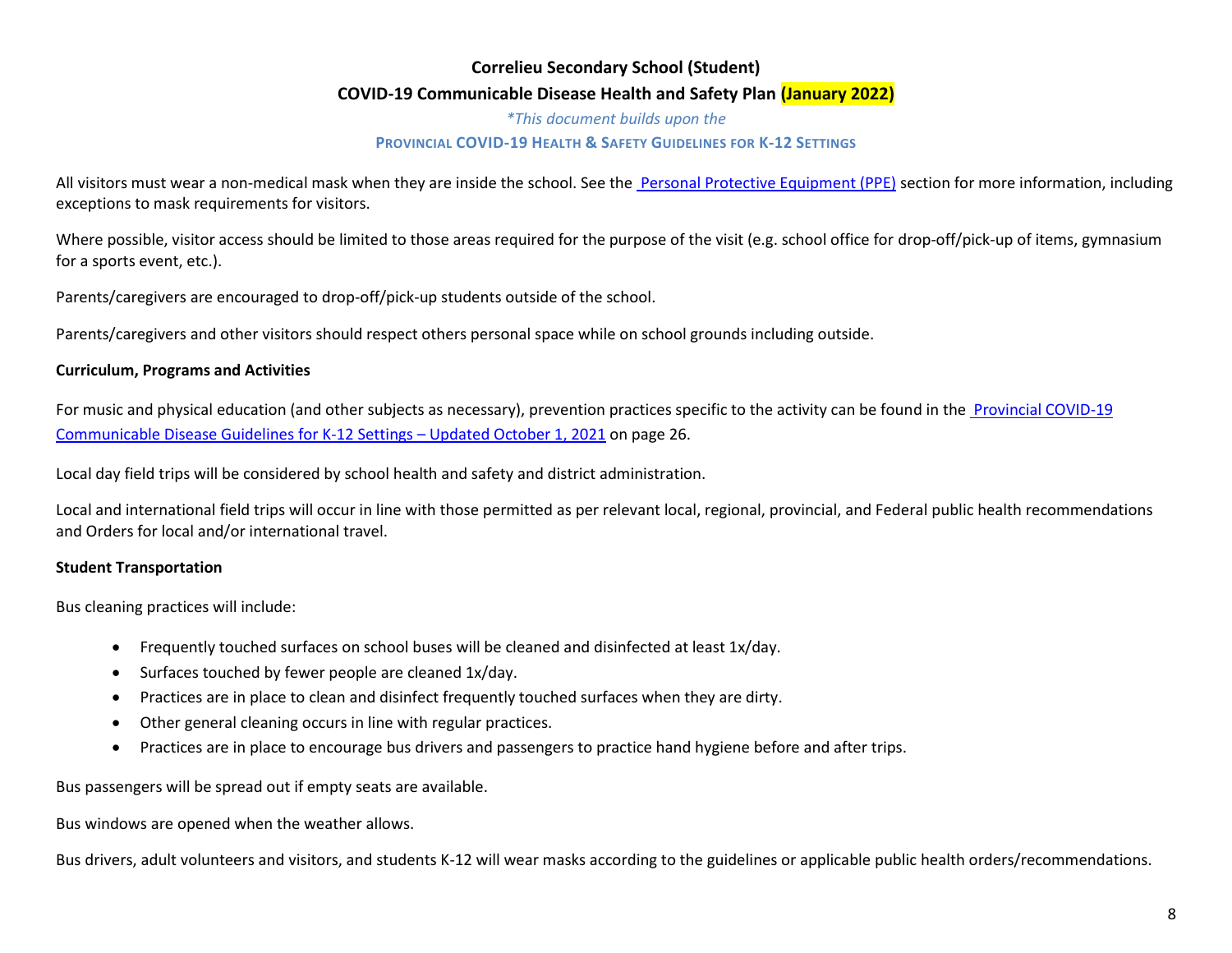**Correlieu Secondary School (Student)**

**COVID-19 Communicable Disease Health and Safety Plan (January 2022)**

*\*This document builds upon the*

**PROVINCIAL COVID-19 HEALTH & SAFETY GUIDELINES FOR K-12 SETTINGS**

All visitors must wear a non-medical mask when they are inside the school. See the Personal Protective Equipment (PPE) section for more information, including exceptions to mask requirements for visitors.

Where possible, visitor access should be limited to those areas required for the purpose of the visit (e.g. school office for drop-off/pick-up of items, gymnasium for a sports event, etc.).

Parents/caregivers are encouraged to drop-off/pick-up students outside of the school.

Parents/caregivers and other visitors should respect others personal space while on school grounds including outside.

**Curriculum, Programs and Activities**

For music and physical education (and other subjects as necessary), prevention practices specific to the activity can be found in the Provincial COVID-19 Communicable Disease Guidelines for K-12 Settings – Updated October 1, 2021 on page 26.

Local day field trips will be considered by school health and safety and district administration.

Local and international field trips will occur in line with those permitted as per relevant local, regional, provincial, and Federal public health recommendations and Orders for local and/or international travel.

**Student Transportation**

Bus cleaning practices will include:

- Frequently touched surfaces on school buses will be cleaned and disinfected at least 1x/day.
- Surfaces touched by fewer people are cleaned 1x/day.
- Practices are in place to clean and disinfect frequently touched surfaces when they are dirty.
- Other general cleaning occurs in line with regular practices.
- Practices are in place to encourage bus drivers and passengers to practice hand hygiene before and after trips.

Bus passengers will be spread out if empty seats are available.

Bus windows are opened when the weather allows.

Bus drivers, adult volunteers and visitors, and students K-12 will wear masks according to the guidelines or applicable public health orders/recommendations.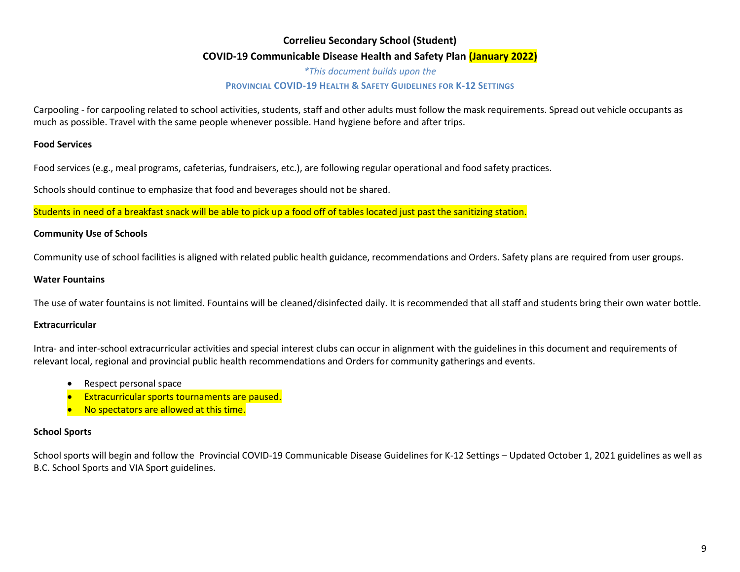**Correlieu Secondary School (Student)**

**COVID-19 Communicable Disease Health and Safety Plan (January 2022)**

*\*This document builds upon the*

**PROVINCIAL COVID-19 HEALTH & SAFETY GUIDELINES FOR K-12 SETTINGS**

Carpooling - for carpooling related to school activities, students, staff and other adults must follow the mask requirements. Spread out vehicle occupants as much as possible. Travel with the same people whenever possible. Hand hygiene before and after trips.

**Food Services**

Food services (e.g., meal programs, cafeterias, fundraisers, etc.), are following regular operational and food safety practices.

Schools should continue to emphasize that food and beverages should not be shared.

Students in need of a breakfast snack will be able to pick up a food off of tables located just past the sanitizing station.

**Community Use of Schools**

Community use of school facilities is aligned with related public health guidance, recommendations and Orders. Safety plans are required from user groups.

**Water Fountains**

The use of water fountains is not limited. Fountains will be cleaned/disinfected daily. It is recommended that all staff and students bring their own water bottle.

**Extracurricular**

Intra- and inter-school extracurricular activities and special interest clubs can occur in alignment with the guidelines in this document and requirements of relevant local, regional and provincial public health recommendations and Orders for community gatherings and events.

- Respect personal space
- Extracurricular sports tournaments are paused.
- No spectators are allowed at this time.

**School Sports**

School sports will begin and follow the Provincial COVID-19 Communicable Disease Guidelines for K-12 Settings – Updated October 1, 2021 guidelines as well as B.C. School Sports and VIA Sport guidelines.